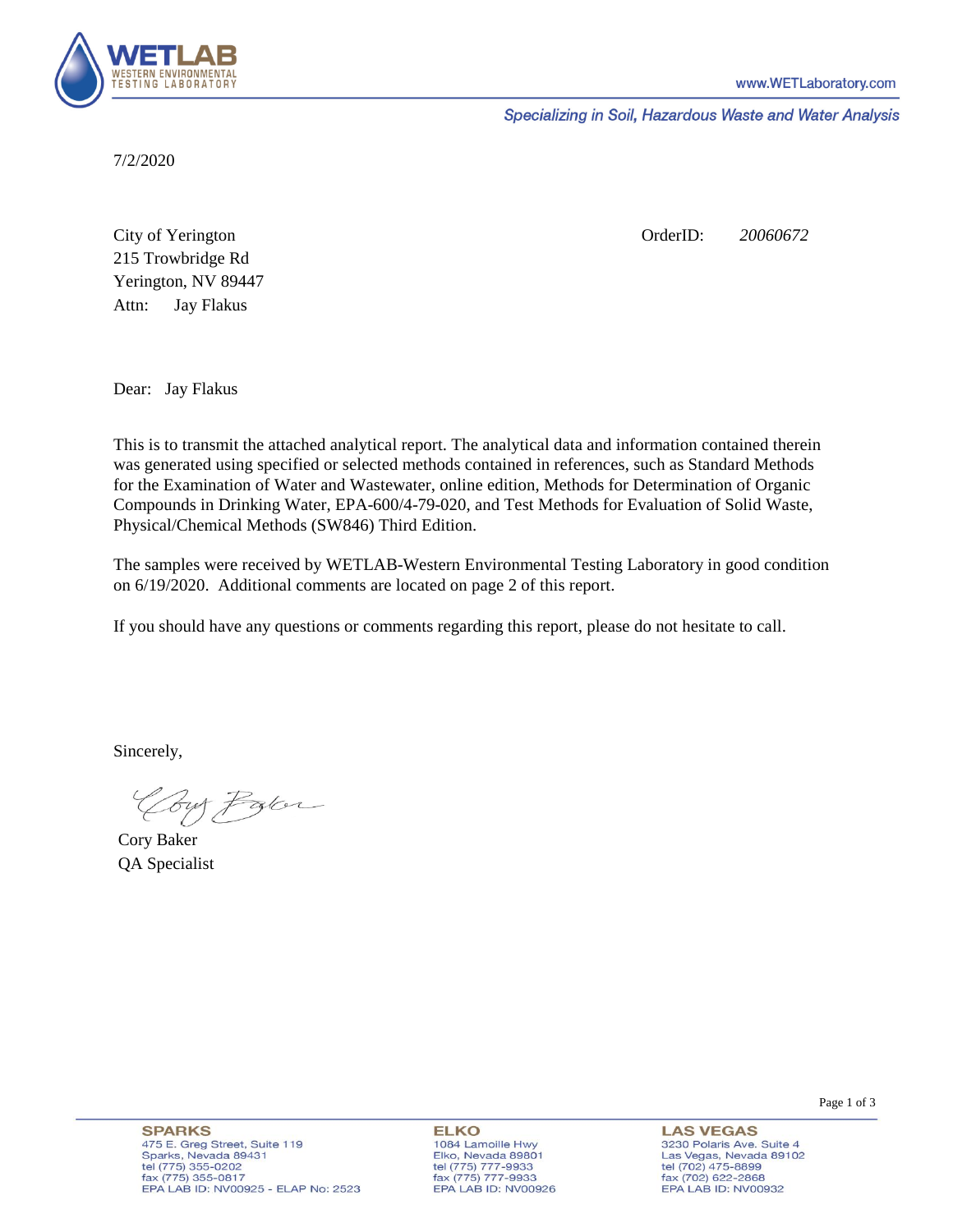WETLAB
WESTERN ENVIRONMENTAL TESTING LABORATORY

www.WETLaboratory.com

*Specializing in Soil, Hazardous Waste and Water Analysis*

7/2/2020

City of Yerington
215 Trowbridge Rd
Yerington, NV 89447
Attn: Jay Flakus

OrderID: *20060672*

Dear: Jay Flakus

This is to transmit the attached analytical report. The analytical data and information contained therein was generated using specified or selected methods contained in references, such as Standard Methods for the Examination of Water and Wastewater, online edition, Methods for Determination of Organic Compounds in Drinking Water, EPA-600/4-79-020, and Test Methods for Evaluation of Solid Waste, Physical/Chemical Methods (SW846) Third Edition.

The samples were received by WETLAB-Western Environmental Testing Laboratory in good condition on 6/19/2020. Additional comments are located on page 2 of this report.

If you should have any questions or comments regarding this report, please do not hesitate to call.

Sincerely,

Cory Baker
QA Specialist

**SPARKS**
475 E. Greg Street, Suite 119
Sparks, Nevada 89431
tel (775) 355-0202
fax (775) 355-0817
EPA LAB ID: NV00925 - ELAP No: 2523

**ELKO**
1084 Lamoille Hwy
Elko, Nevada 89801
tel (775) 777-9933
fax (775) 777-9933
EPA LAB ID: NV00926

**LAS VEGAS**
3230 Polaris Ave. Suite 4
Las Vegas, Nevada 89102
tel (702) 475-8899
fax (702) 622-2868
EPA LAB ID: NV00932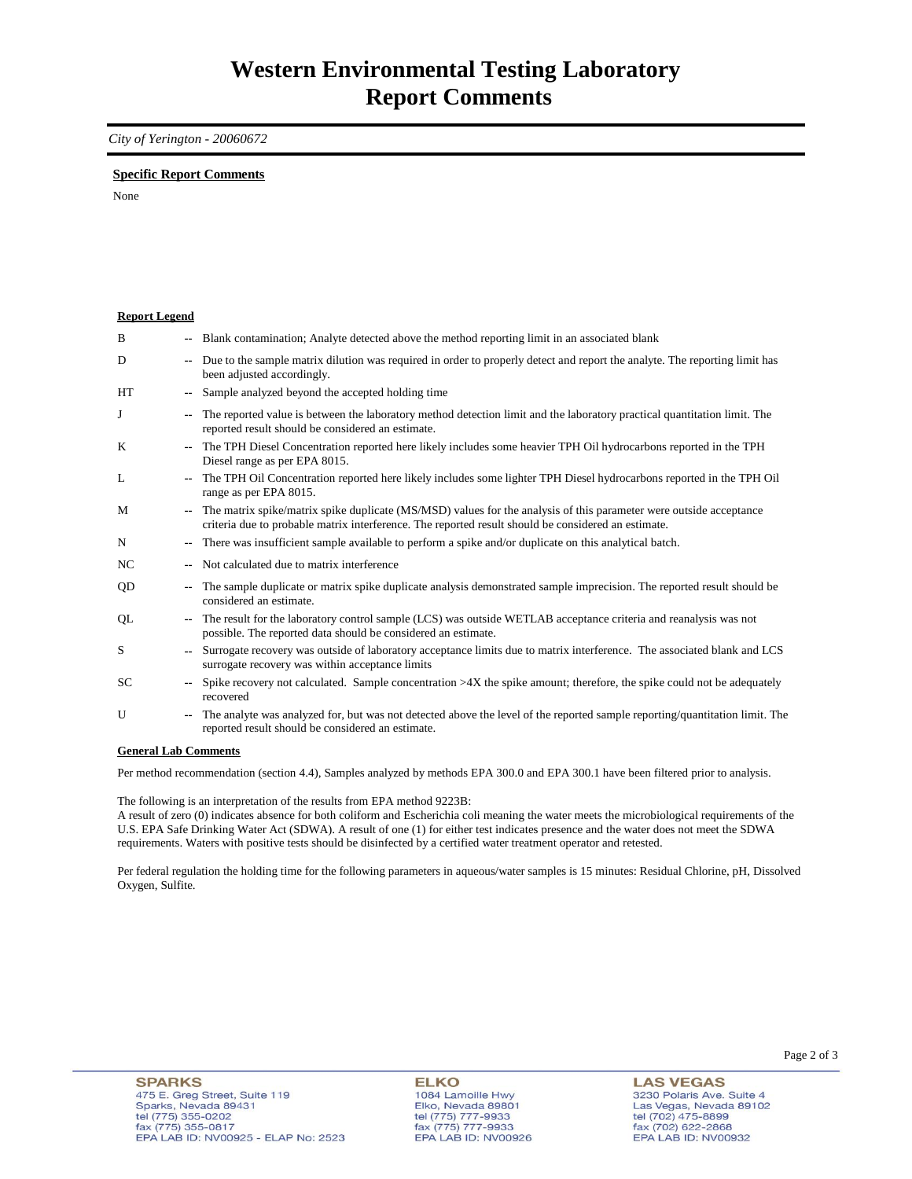# Western Environmental Testing Laboratory
# Report Comments

*City of Yerington - 20060672*

**Specific Report Comments**

None

**Report Legend**

| | | |
|---|---|---|
| B | -- | Blank contamination; Analyte detected above the method reporting limit in an associated blank |
| D | -- | Due to the sample matrix dilution was required in order to properly detect and report the analyte. The reporting limit has been adjusted accordingly. |
| HT | -- | Sample analyzed beyond the accepted holding time |
| J | -- | The reported value is between the laboratory method detection limit and the laboratory practical quantitation limit. The reported result should be considered an estimate. |
| K | -- | The TPH Diesel Concentration reported here likely includes some heavier TPH Oil hydrocarbons reported in the TPH Diesel range as per EPA 8015. |
| L | -- | The TPH Oil Concentration reported here likely includes some lighter TPH Diesel hydrocarbons reported in the TPH Oil range as per EPA 8015. |
| M | -- | The matrix spike/matrix spike duplicate (MS/MSD) values for the analysis of this parameter were outside acceptance criteria due to probable matrix interference. The reported result should be considered an estimate. |
| N | -- | There was insufficient sample available to perform a spike and/or duplicate on this analytical batch. |
| NC | -- | Not calculated due to matrix interference |
| QD | -- | The sample duplicate or matrix spike duplicate analysis demonstrated sample imprecision. The reported result should be considered an estimate. |
| QL | -- | The result for the laboratory control sample (LCS) was outside WETLAB acceptance criteria and reanalysis was not possible. The reported data should be considered an estimate. |
| S | -- | Surrogate recovery was outside of laboratory acceptance limits due to matrix interference. The associated blank and LCS surrogate recovery was within acceptance limits |
| SC | -- | Spike recovery not calculated. Sample concentration >4X the spike amount; therefore, the spike could not be adequately recovered |
| U | -- | The analyte was analyzed for, but was not detected above the level of the reported sample reporting/quantitation limit. The reported result should be considered an estimate. |

**General Lab Comments**

Per method recommendation (section 4.4), Samples analyzed by methods EPA 300.0 and EPA 300.1 have been filtered prior to analysis.

The following is an interpretation of the results from EPA method 9223B:
A result of zero (0) indicates absence for both coliform and Escherichia coli meaning the water meets the microbiological requirements of the U.S. EPA Safe Drinking Water Act (SDWA). A result of one (1) for either test indicates presence and the water does not meet the SDWA requirements. Waters with positive tests should be disinfected by a certified water treatment operator and retested.

Per federal regulation the holding time for the following parameters in aqueous/water samples is 15 minutes: Residual Chlorine, pH, Dissolved Oxygen, Sulfite.

**SPARKS**
475 E. Greg Street, Suite 119
Sparks, Nevada 89431
tel (775) 355-0202
fax (775) 355-0817
EPA LAB ID: NV00925 - ELAP No: 2523

**ELKO**
1084 Lamoille Hwy
Elko, Nevada 89801
tel (775) 777-9933
fax (775) 777-9933
EPA LAB ID: NV00926

**LAS VEGAS**
3230 Polaris Ave. Suite 4
Las Vegas, Nevada 89102
tel (702) 475-8899
fax (702) 622-2868
EPA LAB ID: NV00932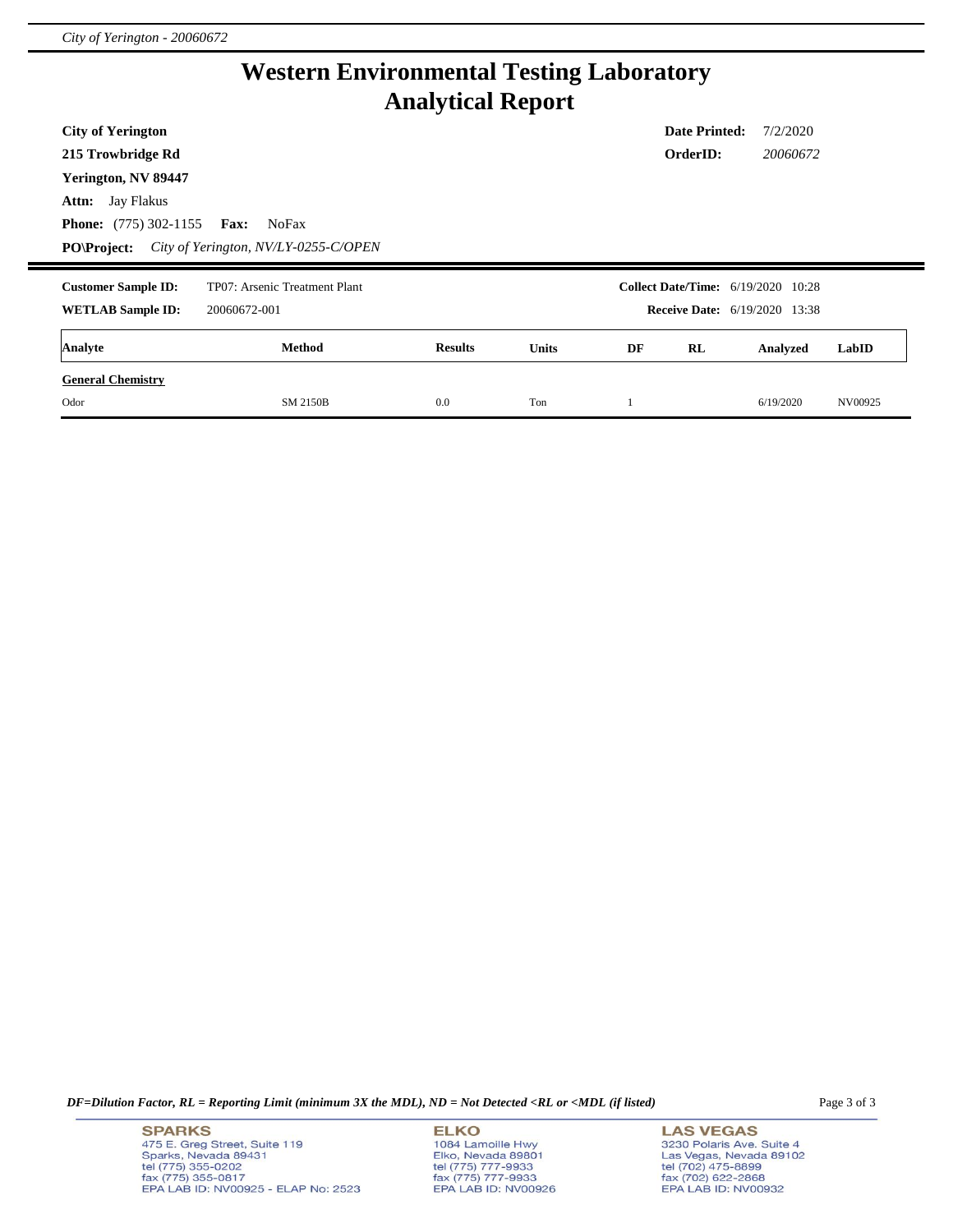# Western Environmental Testing Laboratory
## Analytical Report

**City of Yerington**
**215 Trowbridge Rd**
**Yerington, NV 89447**
**Attn:** Jay Flakus
**Phone:** (775) 302-1155 **Fax:** NoFax
**PO\Project:** *City of Yerington, NV/LY-0255-C/OPEN*

**Date Printed:** 7/2/2020
**OrderID:** *20060672*

**Customer Sample ID:** TP07: Arsenic Treatment Plant
**WETLAB Sample ID:** 20060672-001

**Collect Date/Time:** 6/19/2020 10:28
**Receive Date:** 6/19/2020 13:38

| Analyte | Method | Results | Units | DF | RL | Analyzed | LabID |
|---|---|---|---|---|---|---|---|
| **General Chemistry** | | | | | | | |
| Odor | SM 2150B | 0.0 | Ton | 1 | | 6/19/2020 | NV00925 |

*DF=Dilution Factor, RL = Reporting Limit (minimum 3X the MDL), ND = Not Detected <RL or <MDL (if listed)*

**SPARKS**
475 E. Greg Street, Suite 119
Sparks, Nevada 89431
tel (775) 355-0202
fax (775) 355-0817
EPA LAB ID: NV00925 - ELAP No: 2523

**ELKO**
1084 Lamoille Hwy
Elko, Nevada 89801
tel (775) 777-9933
fax (775) 777-9933
EPA LAB ID: NV00926

**LAS VEGAS**
3230 Polaris Ave. Suite 4
Las Vegas, Nevada 89102
tel (702) 475-8899
fax (702) 622-2868
EPA LAB ID: NV00932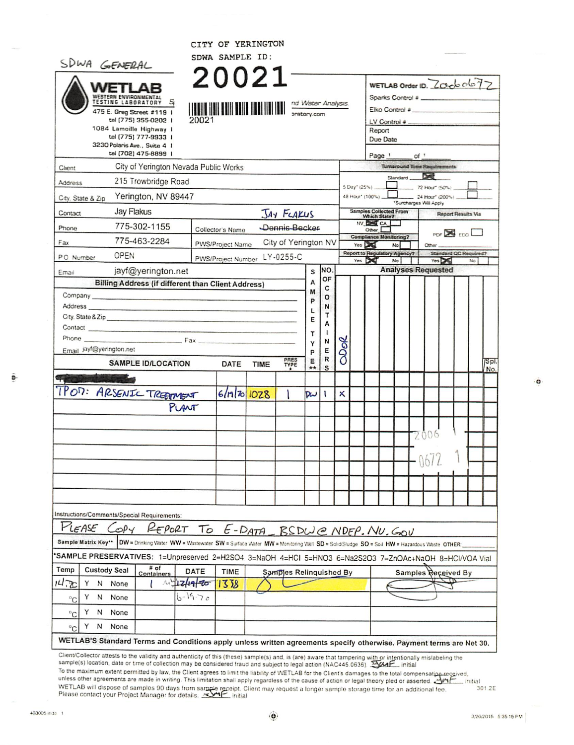SDWA GENERAL

CITY OF YERINGTON
SDWA SAMPLE ID:

# 20021

20021

**WETLAB**
WESTERN ENVIRONMENTAL TESTING LABORATORY

475 E. Greg Street #119 | tel (775) 355-0202 |
1084 Lamoille Highway | tel (775) 777-9933 |
3230 Polaris Ave., Suite 4 | tel (702) 475-8899 |

nd Water Analysis
oratory.com

WETLAB Order ID. 2006672
Sparks Control # ______
Elko Control # ______
LV Control # ______
Report Due Date ______
Page 1 of 1

| | |
|---|---|
| Client | City of Yerington Nevada Public Works |
| Address | 215 Trowbridge Road |
| City, State & Zip | Yerington, NV 89447 |
| Contact | Jay Flakus — JAY FLAKUS |
| Phone | 775-302-1155 — Collector's Name: ~~Dennis Becker~~ |
| Fax | 775-463-2284 — PWS/Project Name: City of Yerington NV |
| P.O. Number | OPEN — PWS/Project Number: LY-0255-C |
| Email | jayf@yerington.net |

**Turnaround Time Requirements**
Standard [X] 5 Day* (25%) [ ] 72 Hour* (50%) [ ] 48 Hour* (100%) [ ] 24 Hour* (200%) [ ]
*Surcharges Will Apply

**Samples Collected From Which State?** NV [X] CA [ ] Other [ ]
**Report Results Via** PDF [X] EDD [ ] Other ______
**Compliance Monitoring?** Yes [X] No [ ]
**Report to Regulatory Agency?** Yes [X] No [ ]
**Standard QC Required?** Yes [X] No [ ]

**Billing Address (if different than Client Address)**
Company ______
Address ______
City, State & Zip ______
Contact ______
Phone ______ Fax ______
Email jayf@yerington.net

**Analyses Requested**

| SAMPLE ID/LOCATION | DATE | TIME | PRES TYPE* | SAMPLE TYPE** | NO. OF CONTAINERS | ODOR | Spl. No. |
|---|---|---|---|---|---|---|---|
| TPOD: ARSENIC TREATMENT PLANT | 6/19/20 | 1028 | 1 | DW | 1 | X | |

2006 1
0672 1

Instructions/Comments/Special Requirements:
PLEASE COPY REPORT TO E-DATA_BSDW@NDEP.NV.GOV

**Sample Matrix Key**** DW = Drinking Water WW = Wastewater SW = Surface Water MW = Monitoring Well SD = Solid/Sludge SO = Soil HW = Hazardous Waste OTHER: ______

***SAMPLE PRESERVATIVES:** 1=Unpreserved 2=H2SO4 3=NaOH 4=HCl 5=HNO3 6=Na2S2O3 7=ZnOAc+NaOH 8=HCl/VOA Vial

| Temp | Custody Seal | # of Containers | DATE | TIME | Samples Relinquished By | Samples Received By |
|---|---|---|---|---|---|---|
| 14.7°C | Y N None | 1 | ~~12/19/20~~ 6-19-20 | 1338 | [signature] | [signature] |
| °C | Y N None | | | | | |
| °C | Y N None | | | | | |
| °C | Y N None | | | | | |

**WETLAB'S Standard Terms and Conditions apply unless written agreements specify otherwise. Payment terms are Net 30.**

Client/Collector attests to the validity and authenticity of this (these) sample(s) and, is (are) aware that tampering with or intentionally mislabeling the sample(s) location, date or time of collection may be considered fraud and subject to legal action (NAC445 0636). SMF initial
To the maximum extent permitted by law, the Client agrees to limit the liability of WETLAB for the Client's damages to the total compensation received, unless other agreements are made in writing. This limitation shall apply regardless of the cause of action or legal theory pled or asserted. SMF initial
WETLAB will dispose of samples 90 days from sample receipt. Client may request a longer sample storage time for an additional fee. Please contact your Project Manager for details. SMF initial

301.2E

403005.indd 1 3/26/2015 5:35:15 PM